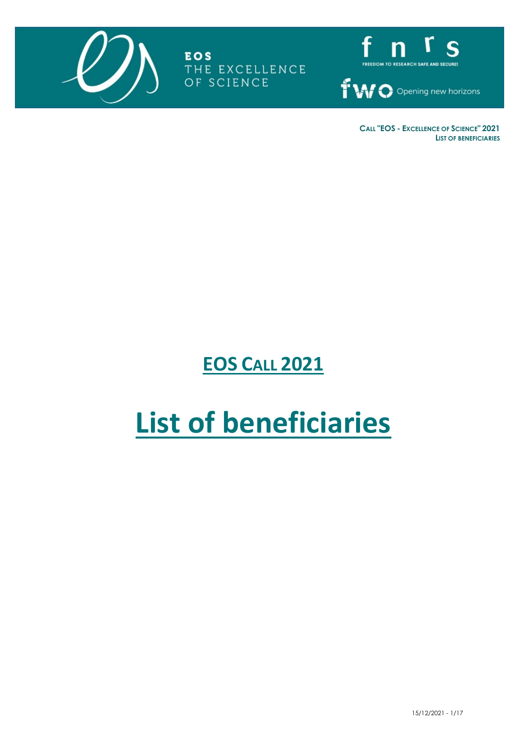# EOS THE EXCELLENCE OF SCIENCE

**CALL "EOS - EXCELLENCE OF SCIENCE" 2021**
**LIST OF BENEFICIARIES**

## EOS CALL 2021

# List of beneficiaries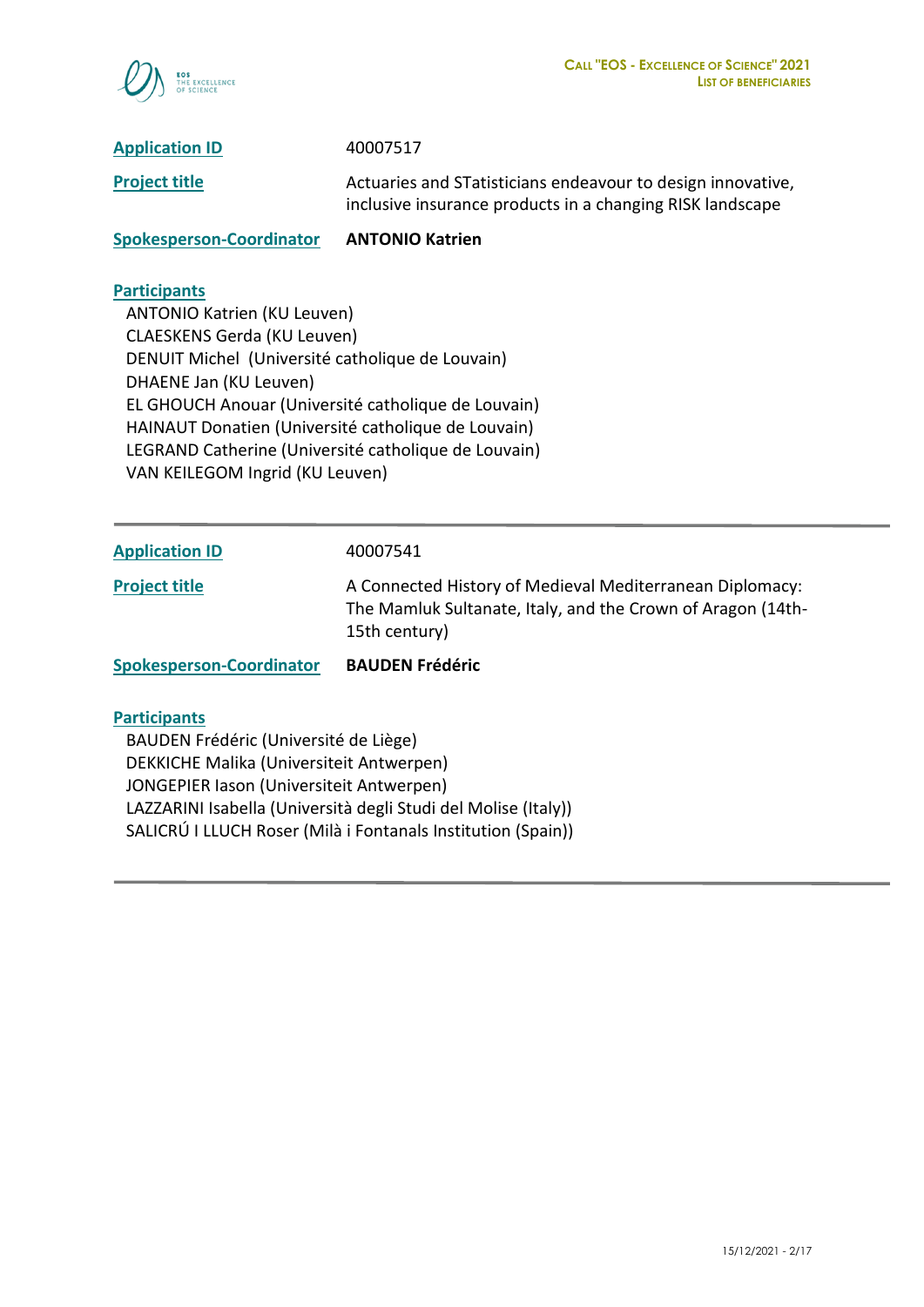**Application ID** 40007517

**Project title** Actuaries and STatisticians endeavour to design innovative, inclusive insurance products in a changing RISK landscape

**Spokesperson-Coordinator** **ANTONIO Katrien**

**Participants**

ANTONIO Katrien (KU Leuven)
CLAESKENS Gerda (KU Leuven)
DENUIT Michel (Université catholique de Louvain)
DHAENE Jan (KU Leuven)
EL GHOUCH Anouar (Université catholique de Louvain)
HAINAUT Donatien (Université catholique de Louvain)
LEGRAND Catherine (Université catholique de Louvain)
VAN KEILEGOM Ingrid (KU Leuven)

---

**Application ID** 40007541

**Project title** A Connected History of Medieval Mediterranean Diplomacy: The Mamluk Sultanate, Italy, and the Crown of Aragon (14th-15th century)

**Spokesperson-Coordinator** **BAUDEN Frédéric**

**Participants**

BAUDEN Frédéric (Université de Liège)
DEKKICHE Malika (Universiteit Antwerpen)
JONGEPIER Iason (Universiteit Antwerpen)
LAZZARINI Isabella (Università degli Studi del Molise (Italy))
SALICRÚ I LLUCH Roser (Milà i Fontanals Institution (Spain))

---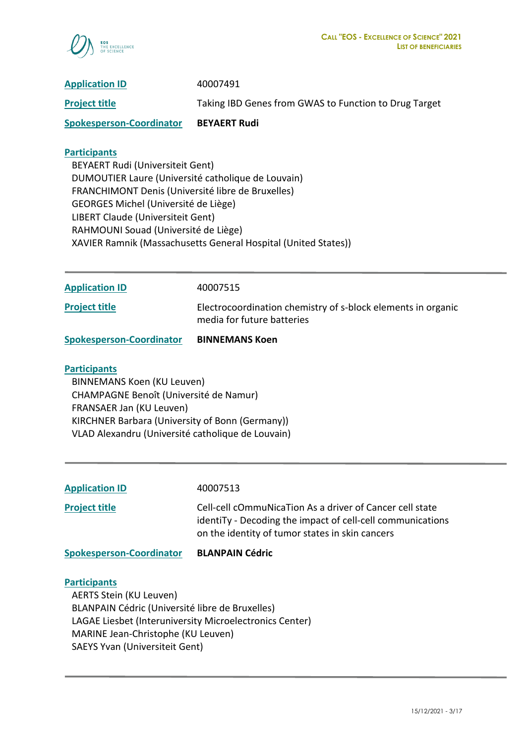**Application ID** 40007491

**Project title** Taking IBD Genes from GWAS to Function to Drug Target

**Spokesperson-Coordinator** **BEYAERT Rudi**

**Participants**

BEYAERT Rudi (Universiteit Gent)
DUMOUTIER Laure (Université catholique de Louvain)
FRANCHIMONT Denis (Université libre de Bruxelles)
GEORGES Michel (Université de Liège)
LIBERT Claude (Universiteit Gent)
RAHMOUNI Souad (Université de Liège)
XAVIER Ramnik (Massachusetts General Hospital (United States))

---

**Application ID** 40007515

**Project title** Electrocoordination chemistry of s-block elements in organic media for future batteries

**Spokesperson-Coordinator** **BINNEMANS Koen**

**Participants**

BINNEMANS Koen (KU Leuven)
CHAMPAGNE Benoît (Université de Namur)
FRANSAER Jan (KU Leuven)
KIRCHNER Barbara (University of Bonn (Germany))
VLAD Alexandru (Université catholique de Louvain)

---

**Application ID** 40007513

**Project title** Cell-cell cOmmuNicaTion As a driver of Cancer cell state identiTy - Decoding the impact of cell-cell communications on the identity of tumor states in skin cancers

**Spokesperson-Coordinator** **BLANPAIN Cédric**

**Participants**

AERTS Stein (KU Leuven)
BLANPAIN Cédric (Université libre de Bruxelles)
LAGAE Liesbet (Interuniversity Microelectronics Center)
MARINE Jean-Christophe (KU Leuven)
SAEYS Yvan (Universiteit Gent)

---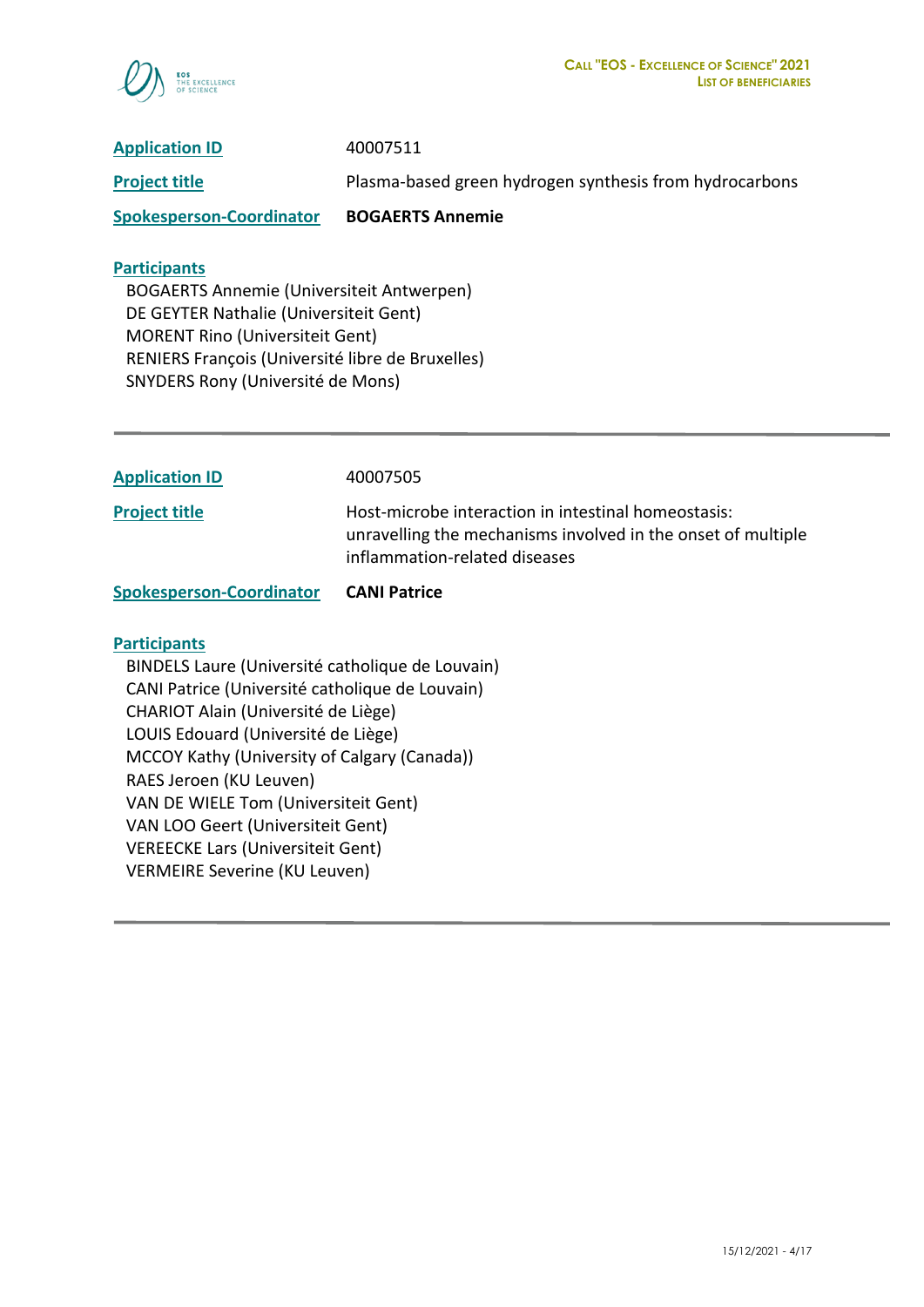**Application ID** 40007511

**Project title** Plasma-based green hydrogen synthesis from hydrocarbons

**Spokesperson-Coordinator** **BOGAERTS Annemie**

**Participants**

BOGAERTS Annemie (Universiteit Antwerpen)
DE GEYTER Nathalie (Universiteit Gent)
MORENT Rino (Universiteit Gent)
RENIERS François (Université libre de Bruxelles)
SNYDERS Rony (Université de Mons)

---

**Application ID** 40007505

**Project title** Host-microbe interaction in intestinal homeostasis: unravelling the mechanisms involved in the onset of multiple inflammation-related diseases

**Spokesperson-Coordinator** **CANI Patrice**

**Participants**

BINDELS Laure (Université catholique de Louvain)
CANI Patrice (Université catholique de Louvain)
CHARIOT Alain (Université de Liège)
LOUIS Edouard (Université de Liège)
MCCOY Kathy (University of Calgary (Canada))
RAES Jeroen (KU Leuven)
VAN DE WIELE Tom (Universiteit Gent)
VAN LOO Geert (Universiteit Gent)
VEREECKE Lars (Universiteit Gent)
VERMEIRE Severine (KU Leuven)

---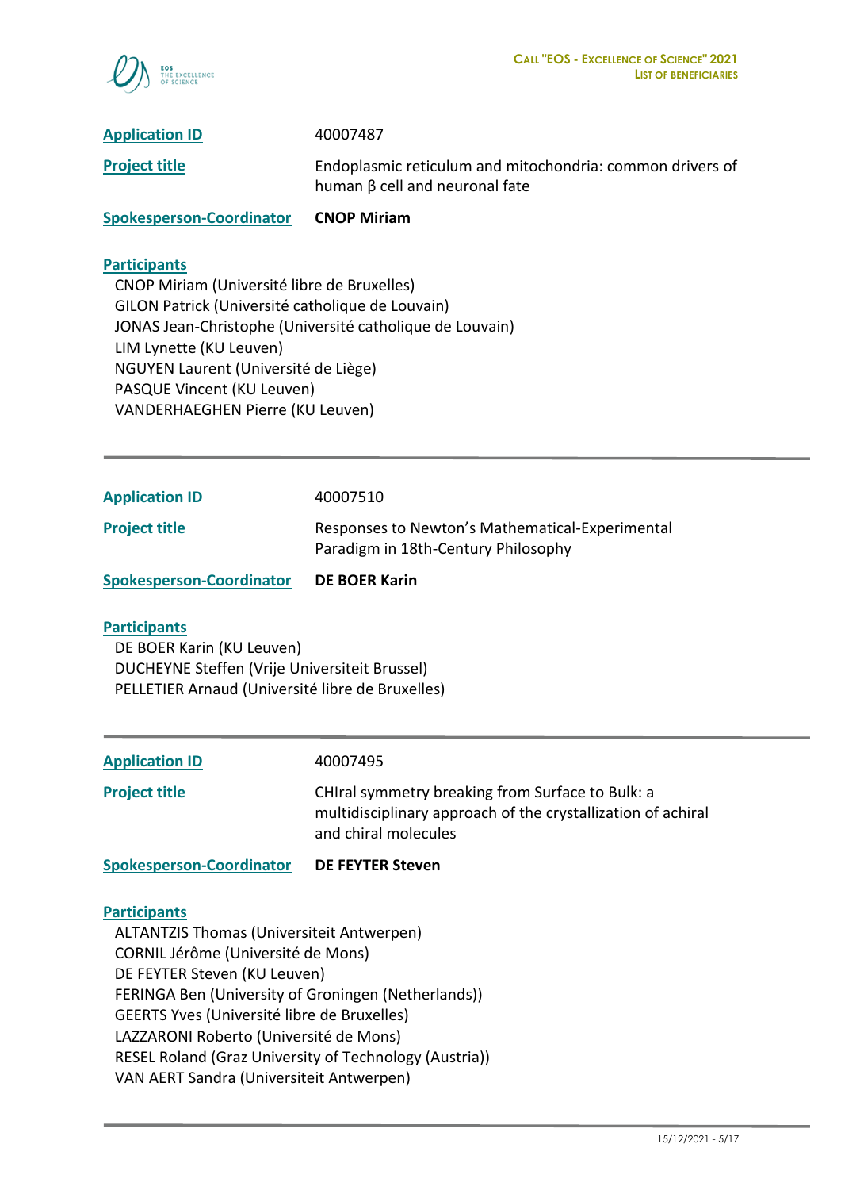**Application ID** 40007487

**Project title** Endoplasmic reticulum and mitochondria: common drivers of human β cell and neuronal fate

**Spokesperson-Coordinator** **CNOP Miriam**

**Participants**

CNOP Miriam (Université libre de Bruxelles)
GILON Patrick (Université catholique de Louvain)
JONAS Jean-Christophe (Université catholique de Louvain)
LIM Lynette (KU Leuven)
NGUYEN Laurent (Université de Liège)
PASQUE Vincent (KU Leuven)
VANDERHAEGHEN Pierre (KU Leuven)

---

**Application ID** 40007510

**Project title** Responses to Newton's Mathematical-Experimental Paradigm in 18th-Century Philosophy

**Spokesperson-Coordinator** **DE BOER Karin**

**Participants**

DE BOER Karin (KU Leuven)
DUCHEYNE Steffen (Vrije Universiteit Brussel)
PELLETIER Arnaud (Université libre de Bruxelles)

---

**Application ID** 40007495

**Project title** CHIral symmetry breaking from Surface to Bulk: a multidisciplinary approach of the crystallization of achiral and chiral molecules

**Spokesperson-Coordinator** **DE FEYTER Steven**

**Participants**

ALTANTZIS Thomas (Universiteit Antwerpen)
CORNIL Jérôme (Université de Mons)
DE FEYTER Steven (KU Leuven)
FERINGA Ben (University of Groningen (Netherlands))
GEERTS Yves (Université libre de Bruxelles)
LAZZARONI Roberto (Université de Mons)
RESEL Roland (Graz University of Technology (Austria))
VAN AERT Sandra (Universiteit Antwerpen)

---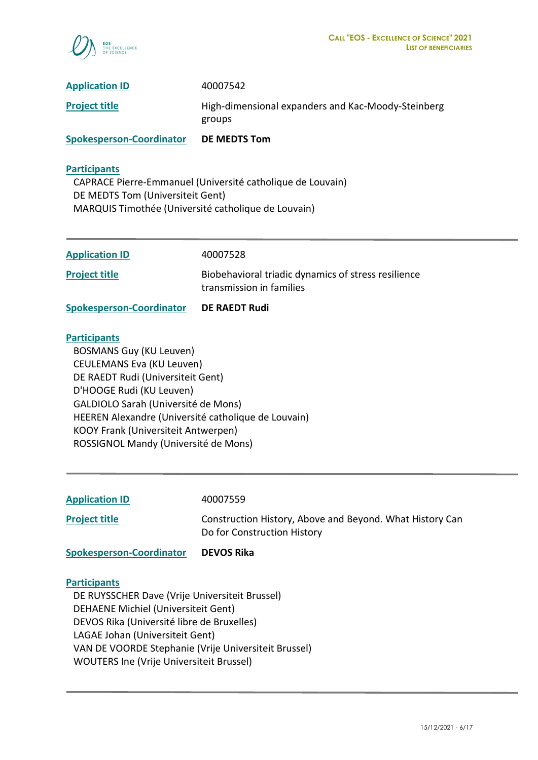**Application ID** 40007542

**Project title** High-dimensional expanders and Kac-Moody-Steinberg groups

**Spokesperson-Coordinator** **DE MEDTS Tom**

**Participants**

CAPRACE Pierre-Emmanuel (Université catholique de Louvain)
DE MEDTS Tom (Universiteit Gent)
MARQUIS Timothée (Université catholique de Louvain)

---

**Application ID** 40007528

**Project title** Biobehavioral triadic dynamics of stress resilience transmission in families

**Spokesperson-Coordinator** **DE RAEDT Rudi**

**Participants**

BOSMANS Guy (KU Leuven)
CEULEMANS Eva (KU Leuven)
DE RAEDT Rudi (Universiteit Gent)
D'HOOGE Rudi (KU Leuven)
GALDIOLO Sarah (Université de Mons)
HEEREN Alexandre (Université catholique de Louvain)
KOOY Frank (Universiteit Antwerpen)
ROSSIGNOL Mandy (Université de Mons)

---

**Application ID** 40007559

**Project title** Construction History, Above and Beyond. What History Can Do for Construction History

**Spokesperson-Coordinator** **DEVOS Rika**

**Participants**

DE RUYSSCHER Dave (Vrije Universiteit Brussel)
DEHAENE Michiel (Universiteit Gent)
DEVOS Rika (Université libre de Bruxelles)
LAGAE Johan (Universiteit Gent)
VAN DE VOORDE Stephanie (Vrije Universiteit Brussel)
WOUTERS Ine (Vrije Universiteit Brussel)

---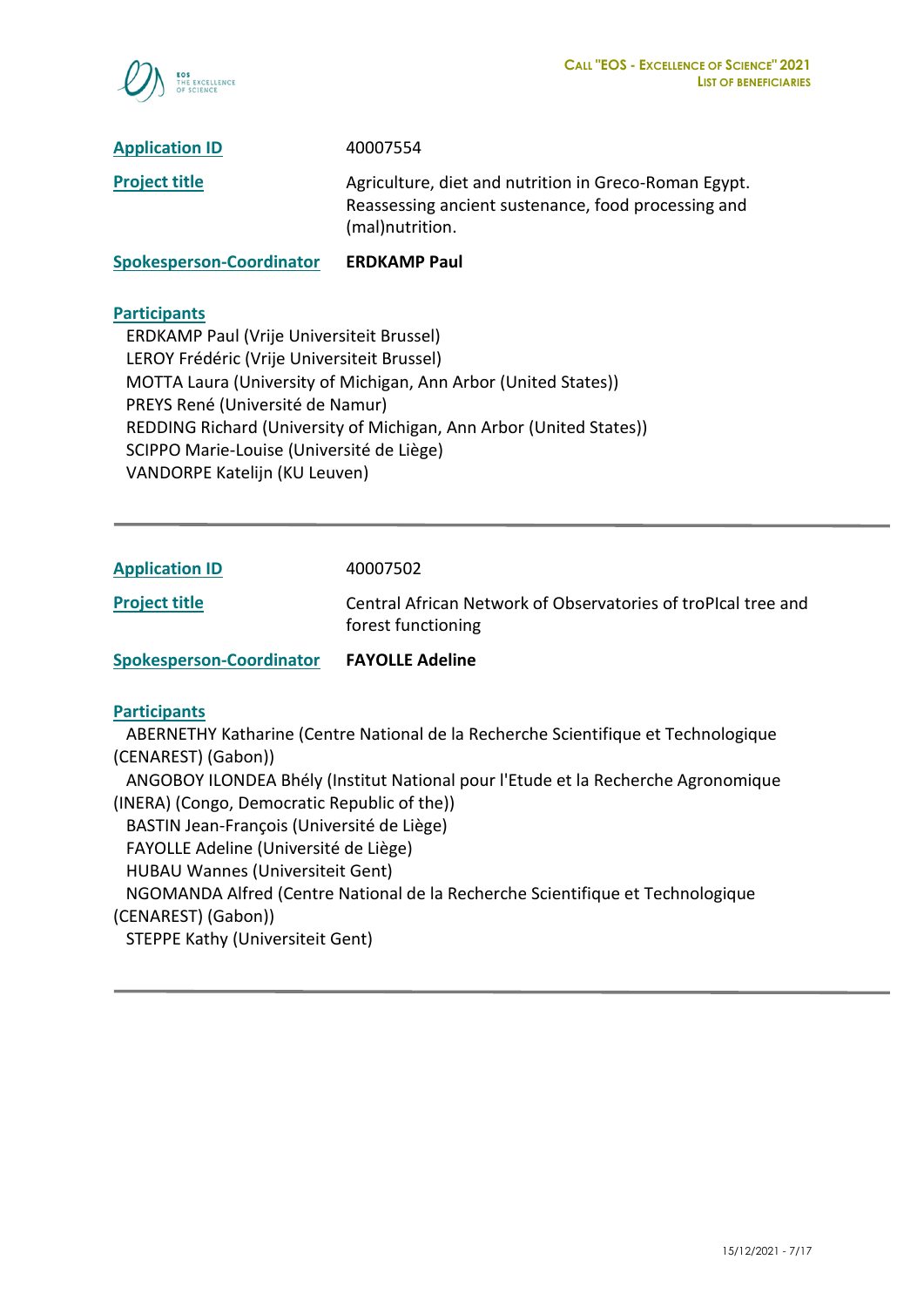**Application ID** 40007554

**Project title** Agriculture, diet and nutrition in Greco-Roman Egypt. Reassessing ancient sustenance, food processing and (mal)nutrition.

**Spokesperson-Coordinator** **ERDKAMP Paul**

**Participants**

- ERDKAMP Paul (Vrije Universiteit Brussel)
- LEROY Frédéric (Vrije Universiteit Brussel)
- MOTTA Laura (University of Michigan, Ann Arbor (United States))
- PREYS René (Université de Namur)
- REDDING Richard (University of Michigan, Ann Arbor (United States))
- SCIPPO Marie-Louise (Université de Liège)
- VANDORPE Katelijn (KU Leuven)

---

**Application ID** 40007502

**Project title** Central African Network of Observatories of troPIcal tree and forest functioning

**Spokesperson-Coordinator** **FAYOLLE Adeline**

**Participants**

- ABERNETHY Katharine (Centre National de la Recherche Scientifique et Technologique (CENAREST) (Gabon))
- ANGOBOY ILONDEA Bhély (Institut National pour l'Etude et la Recherche Agronomique (INERA) (Congo, Democratic Republic of the))
- BASTIN Jean-François (Université de Liège)
- FAYOLLE Adeline (Université de Liège)
- HUBAU Wannes (Universiteit Gent)
- NGOMANDA Alfred (Centre National de la Recherche Scientifique et Technologique (CENAREST) (Gabon))
- STEPPE Kathy (Universiteit Gent)

---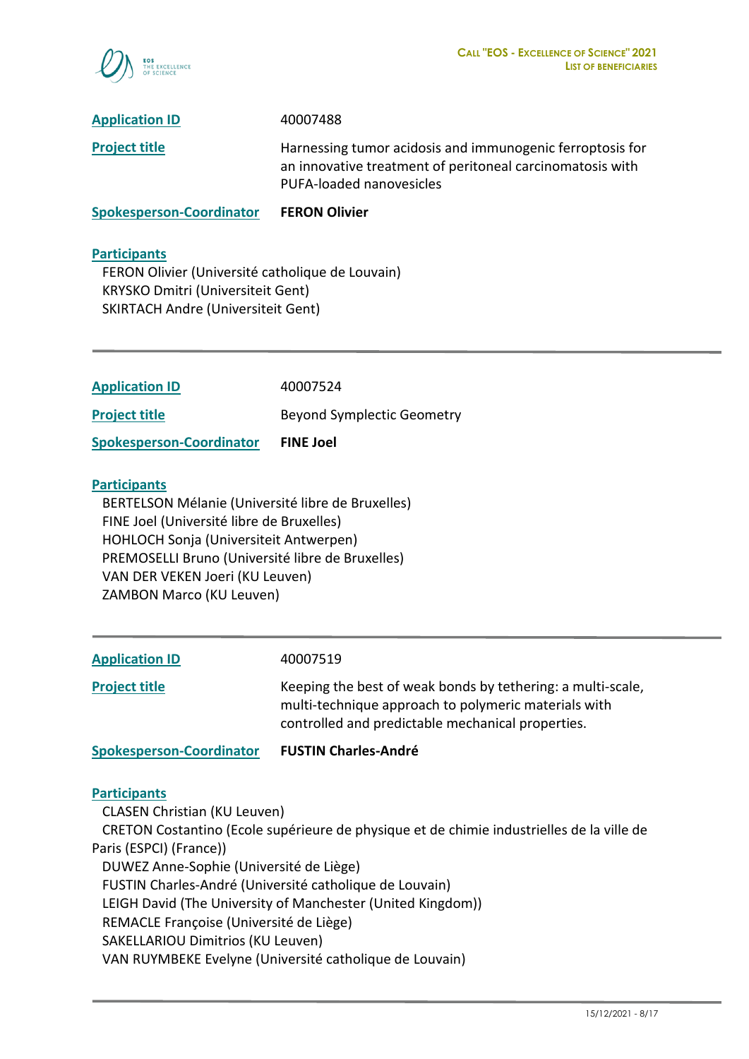**Application ID** 40007488

**Project title** Harnessing tumor acidosis and immunogenic ferroptosis for an innovative treatment of peritoneal carcinomatosis with PUFA-loaded nanovesicles

**Spokesperson-Coordinator** **FERON Olivier**

**Participants**

FERON Olivier (Université catholique de Louvain)
KRYSKO Dmitri (Universiteit Gent)
SKIRTACH Andre (Universiteit Gent)

---

**Application ID** 40007524

**Project title** Beyond Symplectic Geometry

**Spokesperson-Coordinator** **FINE Joel**

**Participants**

BERTELSON Mélanie (Université libre de Bruxelles)
FINE Joel (Université libre de Bruxelles)
HOHLOCH Sonja (Universiteit Antwerpen)
PREMOSELLI Bruno (Université libre de Bruxelles)
VAN DER VEKEN Joeri (KU Leuven)
ZAMBON Marco (KU Leuven)

---

**Application ID** 40007519

**Project title** Keeping the best of weak bonds by tethering: a multi-scale, multi-technique approach to polymeric materials with controlled and predictable mechanical properties.

**Spokesperson-Coordinator** **FUSTIN Charles-André**

**Participants**

CLASEN Christian (KU Leuven)
CRETON Costantino (Ecole supérieure de physique et de chimie industrielles de la ville de Paris (ESPCI) (France))
DUWEZ Anne-Sophie (Université de Liège)
FUSTIN Charles-André (Université catholique de Louvain)
LEIGH David (The University of Manchester (United Kingdom))
REMACLE Françoise (Université de Liège)
SAKELLARIOU Dimitrios (KU Leuven)
VAN RUYMBEKE Evelyne (Université catholique de Louvain)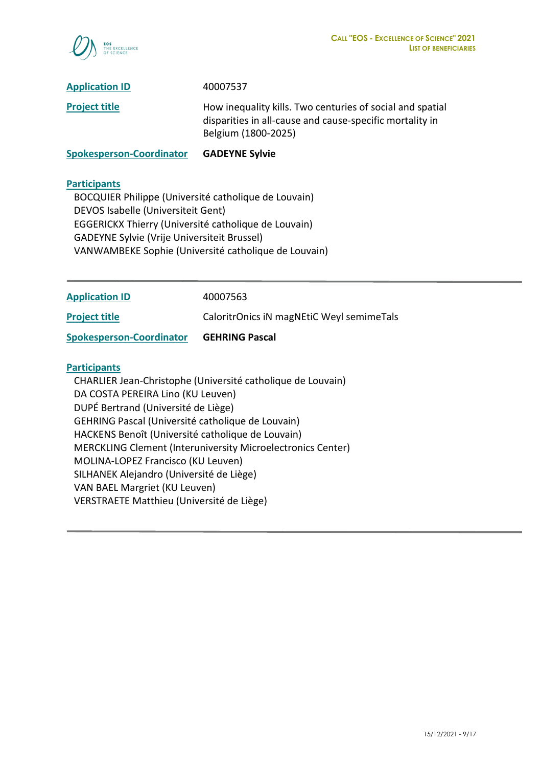**Application ID** 40007537

**Project title** How inequality kills. Two centuries of social and spatial disparities in all-cause and cause-specific mortality in Belgium (1800-2025)

**Spokesperson-Coordinator** **GADEYNE Sylvie**

**Participants**

BOCQUIER Philippe (Université catholique de Louvain)
DEVOS Isabelle (Universiteit Gent)
EGGERICKX Thierry (Université catholique de Louvain)
GADEYNE Sylvie (Vrije Universiteit Brussel)
VANWAMBEKE Sophie (Université catholique de Louvain)

---

**Application ID** 40007563

**Project title** CaloritrOnics iN magNEtiC Weyl semimeTals

**Spokesperson-Coordinator** **GEHRING Pascal**

**Participants**

CHARLIER Jean-Christophe (Université catholique de Louvain)
DA COSTA PEREIRA Lino (KU Leuven)
DUPÉ Bertrand (Université de Liège)
GEHRING Pascal (Université catholique de Louvain)
HACKENS Benoît (Université catholique de Louvain)
MERCKLING Clement (Interuniversity Microelectronics Center)
MOLINA-LOPEZ Francisco (KU Leuven)
SILHANEK Alejandro (Université de Liège)
VAN BAEL Margriet (KU Leuven)
VERSTRAETE Matthieu (Université de Liège)

---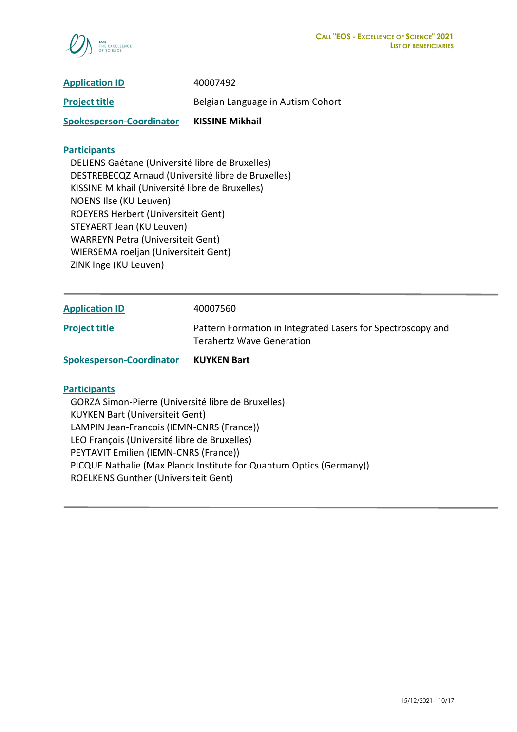| | |
|---|---|
| **Application ID** | 40007492 |
| **Project title** | Belgian Language in Autism Cohort |
| **Spokesperson-Coordinator** | **KISSINE Mikhail** |

**Participants**

DELIENS Gaétane (Université libre de Bruxelles)
DESTREBECQZ Arnaud (Université libre de Bruxelles)
KISSINE Mikhail (Université libre de Bruxelles)
NOENS Ilse (KU Leuven)
ROEYERS Herbert (Universiteit Gent)
STEYAERT Jean (KU Leuven)
WARREYN Petra (Universiteit Gent)
WIERSEMA roeljan (Universiteit Gent)
ZINK Inge (KU Leuven)

---

| | |
|---|---|
| **Application ID** | 40007560 |
| **Project title** | Pattern Formation in Integrated Lasers for Spectroscopy and Terahertz Wave Generation |
| **Spokesperson-Coordinator** | **KUYKEN Bart** |

**Participants**

GORZA Simon-Pierre (Université libre de Bruxelles)
KUYKEN Bart (Universiteit Gent)
LAMPIN Jean-Francois (IEMN-CNRS (France))
LEO François (Université libre de Bruxelles)
PEYTAVIT Emilien (IEMN-CNRS (France))
PICQUE Nathalie (Max Planck Institute for Quantum Optics (Germany))
ROELKENS Gunther (Universiteit Gent)

---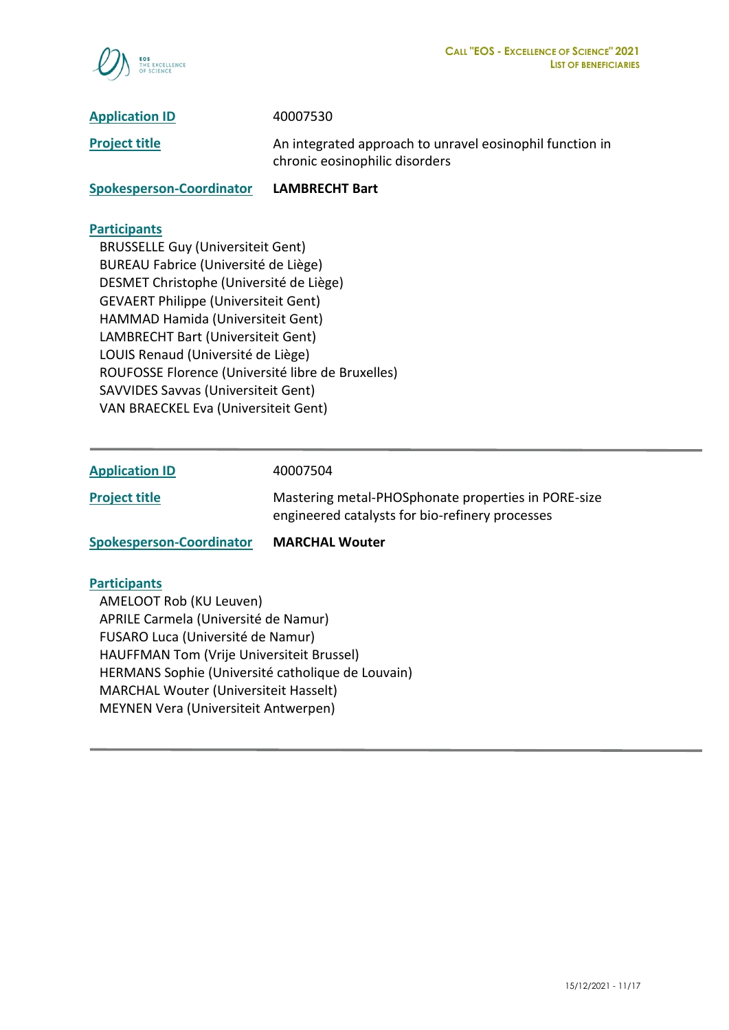**Application ID** 40007530

**Project title** An integrated approach to unravel eosinophil function in chronic eosinophilic disorders

**Spokesperson-Coordinator** **LAMBRECHT Bart**

**Participants**

- BRUSSELLE Guy (Universiteit Gent)
- BUREAU Fabrice (Université de Liège)
- DESMET Christophe (Université de Liège)
- GEVAERT Philippe (Universiteit Gent)
- HAMMAD Hamida (Universiteit Gent)
- LAMBRECHT Bart (Universiteit Gent)
- LOUIS Renaud (Université de Liège)
- ROUFOSSE Florence (Université libre de Bruxelles)
- SAVVIDES Savvas (Universiteit Gent)
- VAN BRAECKEL Eva (Universiteit Gent)

---

**Application ID** 40007504

**Project title** Mastering metal-PHOSphonate properties in PORE-size engineered catalysts for bio-refinery processes

**Spokesperson-Coordinator** **MARCHAL Wouter**

**Participants**

- AMELOOT Rob (KU Leuven)
- APRILE Carmela (Université de Namur)
- FUSARO Luca (Université de Namur)
- HAUFFMAN Tom (Vrije Universiteit Brussel)
- HERMANS Sophie (Université catholique de Louvain)
- MARCHAL Wouter (Universiteit Hasselt)
- MEYNEN Vera (Universiteit Antwerpen)

---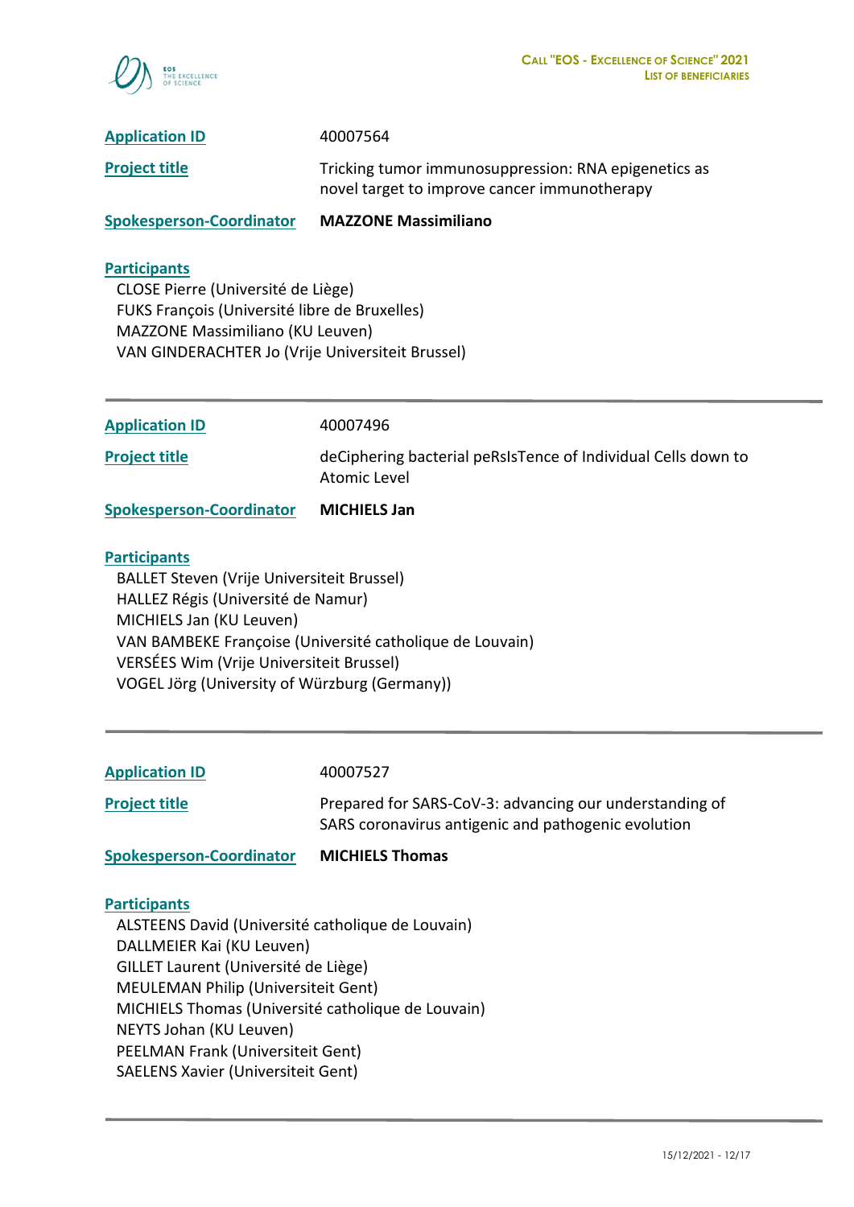**Application ID** 40007564

**Project title** Tricking tumor immunosuppression: RNA epigenetics as novel target to improve cancer immunotherapy

**Spokesperson-Coordinator** **MAZZONE Massimiliano**

**Participants**

CLOSE Pierre (Université de Liège)
FUKS François (Université libre de Bruxelles)
MAZZONE Massimiliano (KU Leuven)
VAN GINDERACHTER Jo (Vrije Universiteit Brussel)

---

**Application ID** 40007496

**Project title** deCiphering bacterial peRsIsTence of Individual Cells down to Atomic Level

**Spokesperson-Coordinator** **MICHIELS Jan**

**Participants**

BALLET Steven (Vrije Universiteit Brussel)
HALLEZ Régis (Université de Namur)
MICHIELS Jan (KU Leuven)
VAN BAMBEKE Françoise (Université catholique de Louvain)
VERSÉES Wim (Vrije Universiteit Brussel)
VOGEL Jörg (University of Würzburg (Germany))

---

**Application ID** 40007527

**Project title** Prepared for SARS-CoV-3: advancing our understanding of SARS coronavirus antigenic and pathogenic evolution

**Spokesperson-Coordinator** **MICHIELS Thomas**

**Participants**

ALSTEENS David (Université catholique de Louvain)
DALLMEIER Kai (KU Leuven)
GILLET Laurent (Université de Liège)
MEULEMAN Philip (Universiteit Gent)
MICHIELS Thomas (Université catholique de Louvain)
NEYTS Johan (KU Leuven)
PEELMAN Frank (Universiteit Gent)
SAELENS Xavier (Universiteit Gent)

---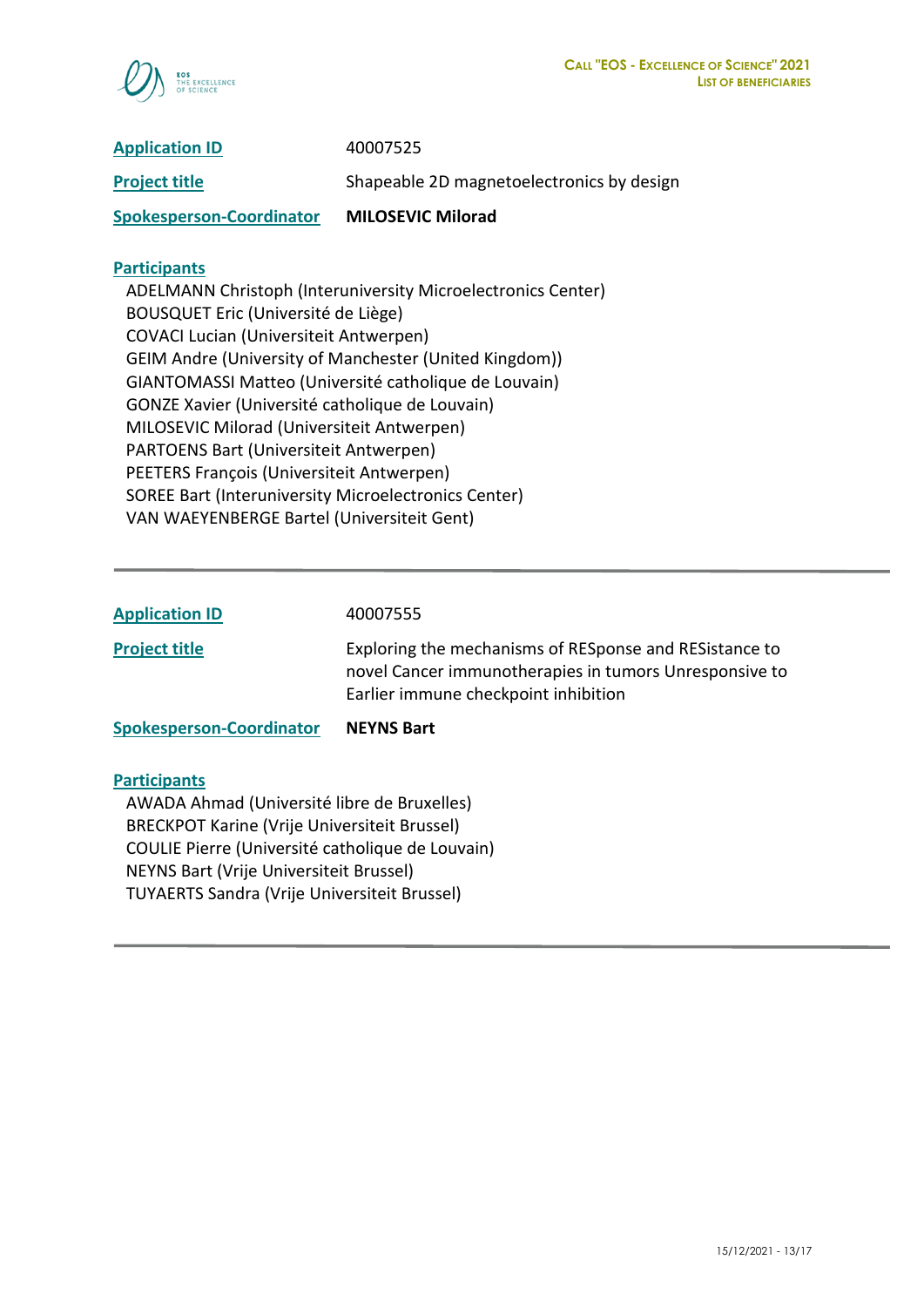**Application ID** 40007525

**Project title** Shapeable 2D magnetoelectronics by design

**Spokesperson-Coordinator** **MILOSEVIC Milorad**

**Participants**

ADELMANN Christoph (Interuniversity Microelectronics Center)
BOUSQUET Eric (Université de Liège)
COVACI Lucian (Universiteit Antwerpen)
GEIM Andre (University of Manchester (United Kingdom))
GIANTOMASSI Matteo (Université catholique de Louvain)
GONZE Xavier (Université catholique de Louvain)
MILOSEVIC Milorad (Universiteit Antwerpen)
PARTOENS Bart (Universiteit Antwerpen)
PEETERS François (Universiteit Antwerpen)
SOREE Bart (Interuniversity Microelectronics Center)
VAN WAEYENBERGE Bartel (Universiteit Gent)

---

**Application ID** 40007555

**Project title** Exploring the mechanisms of RESponse and RESistance to novel Cancer immunotherapies in tumors Unresponsive to Earlier immune checkpoint inhibition

**Spokesperson-Coordinator** **NEYNS Bart**

**Participants**

AWADA Ahmad (Université libre de Bruxelles)
BRECKPOT Karine (Vrije Universiteit Brussel)
COULIE Pierre (Université catholique de Louvain)
NEYNS Bart (Vrije Universiteit Brussel)
TUYAERTS Sandra (Vrije Universiteit Brussel)

---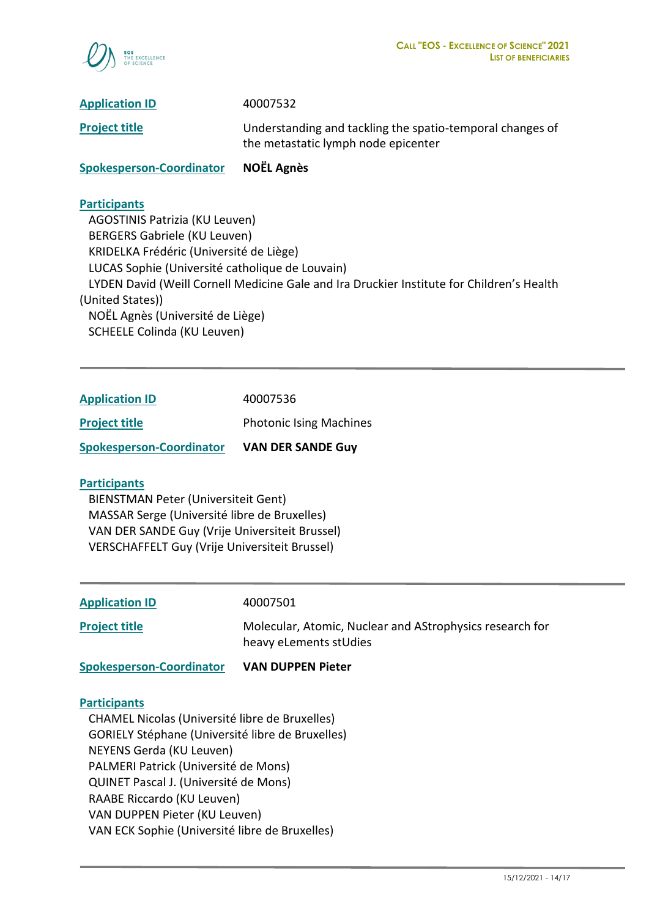**Application ID** 40007532

**Project title** Understanding and tackling the spatio-temporal changes of the metastatic lymph node epicenter

**Spokesperson-Coordinator** **NOËL Agnès**

**Participants**

AGOSTINIS Patrizia (KU Leuven)
BERGERS Gabriele (KU Leuven)
KRIDELKA Frédéric (Université de Liège)
LUCAS Sophie (Université catholique de Louvain)
LYDEN David (Weill Cornell Medicine Gale and Ira Druckier Institute for Children's Health (United States))
NOËL Agnès (Université de Liège)
SCHEELE Colinda (KU Leuven)

---

**Application ID** 40007536

**Project title** Photonic Ising Machines

**Spokesperson-Coordinator** **VAN DER SANDE Guy**

**Participants**

BIENSTMAN Peter (Universiteit Gent)
MASSAR Serge (Université libre de Bruxelles)
VAN DER SANDE Guy (Vrije Universiteit Brussel)
VERSCHAFFELT Guy (Vrije Universiteit Brussel)

---

**Application ID** 40007501

**Project title** Molecular, Atomic, Nuclear and AStrophysics research for heavy eLements stUdies

**Spokesperson-Coordinator** **VAN DUPPEN Pieter**

**Participants**

CHAMEL Nicolas (Université libre de Bruxelles)
GORIELY Stéphane (Université libre de Bruxelles)
NEYENS Gerda (KU Leuven)
PALMERI Patrick (Université de Mons)
QUINET Pascal J. (Université de Mons)
RAABE Riccardo (KU Leuven)
VAN DUPPEN Pieter (KU Leuven)
VAN ECK Sophie (Université libre de Bruxelles)

---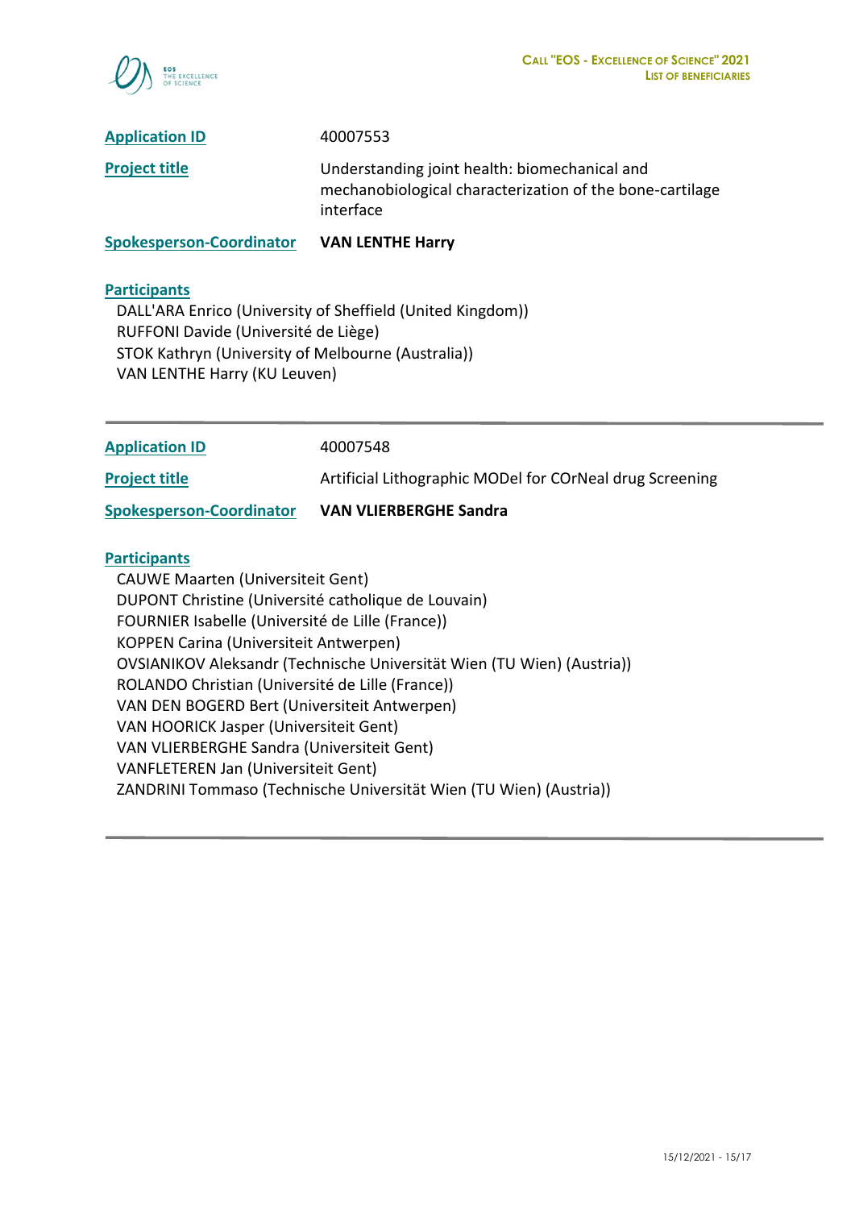**Application ID** 40007553

**Project title** Understanding joint health: biomechanical and mechanobiological characterization of the bone-cartilage interface

**Spokesperson-Coordinator** **VAN LENTHE Harry**

**Participants**

DALL'ARA Enrico (University of Sheffield (United Kingdom))
RUFFONI Davide (Université de Liège)
STOK Kathryn (University of Melbourne (Australia))
VAN LENTHE Harry (KU Leuven)

---

**Application ID** 40007548

**Project title** Artificial Lithographic MODel for COrNeal drug Screening

**Spokesperson-Coordinator** **VAN VLIERBERGHE Sandra**

**Participants**

CAUWE Maarten (Universiteit Gent)
DUPONT Christine (Université catholique de Louvain)
FOURNIER Isabelle (Université de Lille (France))
KOPPEN Carina (Universiteit Antwerpen)
OVSIANIKOV Aleksandr (Technische Universität Wien (TU Wien) (Austria))
ROLANDO Christian (Université de Lille (France))
VAN DEN BOGERD Bert (Universiteit Antwerpen)
VAN HOORICK Jasper (Universiteit Gent)
VAN VLIERBERGHE Sandra (Universiteit Gent)
VANFLETEREN Jan (Universiteit Gent)
ZANDRINI Tommaso (Technische Universität Wien (TU Wien) (Austria))

---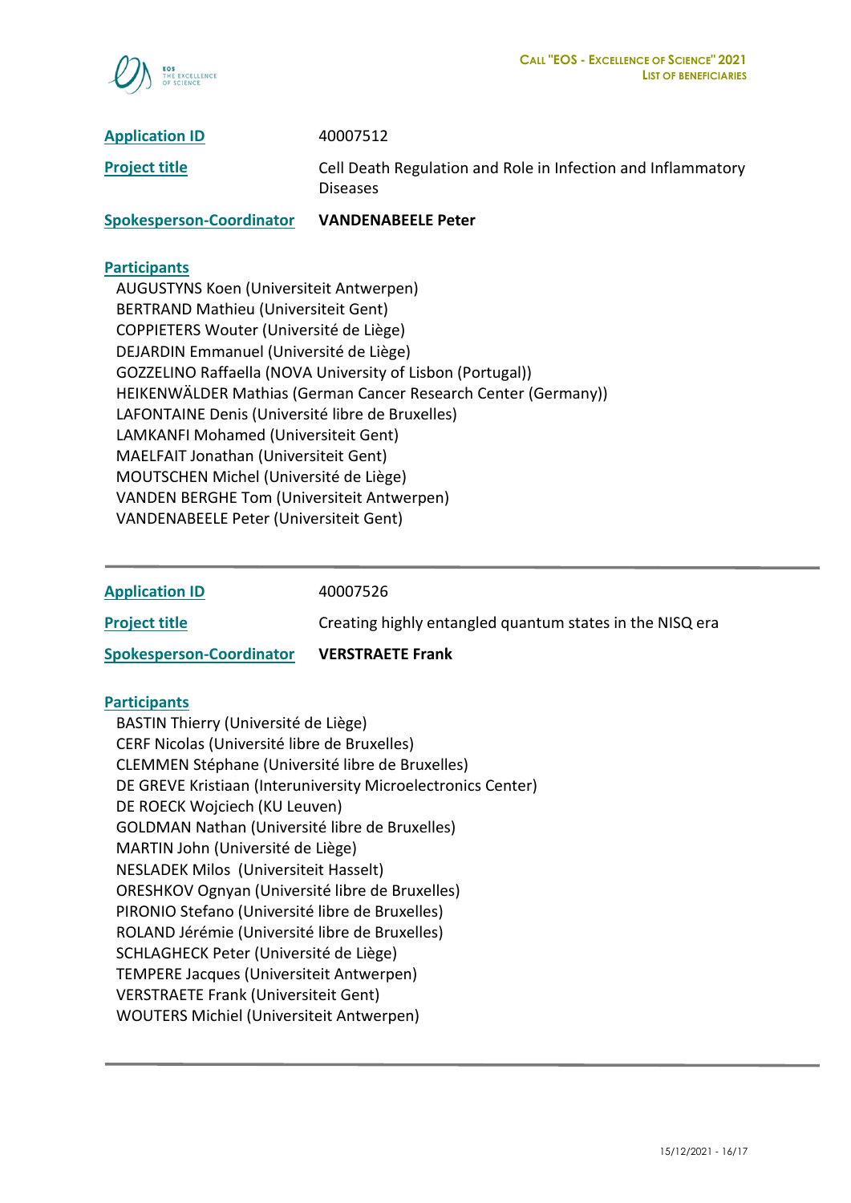**Application ID** 40007512

**Project title** Cell Death Regulation and Role in Infection and Inflammatory Diseases

**Spokesperson-Coordinator** **VANDENABEELE Peter**

**Participants**

AUGUSTYNS Koen (Universiteit Antwerpen)
BERTRAND Mathieu (Universiteit Gent)
COPPIETERS Wouter (Université de Liège)
DEJARDIN Emmanuel (Université de Liège)
GOZZELINO Raffaella (NOVA University of Lisbon (Portugal))
HEIKENWÄLDER Mathias (German Cancer Research Center (Germany))
LAFONTAINE Denis (Université libre de Bruxelles)
LAMKANFI Mohamed (Universiteit Gent)
MAELFAIT Jonathan (Universiteit Gent)
MOUTSCHEN Michel (Université de Liège)
VANDEN BERGHE Tom (Universiteit Antwerpen)
VANDENABEELE Peter (Universiteit Gent)

---

**Application ID** 40007526

**Project title** Creating highly entangled quantum states in the NISQ era

**Spokesperson-Coordinator** **VERSTRAETE Frank**

**Participants**

BASTIN Thierry (Université de Liège)
CERF Nicolas (Université libre de Bruxelles)
CLEMMEN Stéphane (Université libre de Bruxelles)
DE GREVE Kristiaan (Interuniversity Microelectronics Center)
DE ROECK Wojciech (KU Leuven)
GOLDMAN Nathan (Université libre de Bruxelles)
MARTIN John (Université de Liège)
NESLADEK Milos (Universiteit Hasselt)
ORESHKOV Ognyan (Université libre de Bruxelles)
PIRONIO Stefano (Université libre de Bruxelles)
ROLAND Jérémie (Université libre de Bruxelles)
SCHLAGHECK Peter (Université de Liège)
TEMPERE Jacques (Universiteit Antwerpen)
VERSTRAETE Frank (Universiteit Gent)
WOUTERS Michiel (Universiteit Antwerpen)

---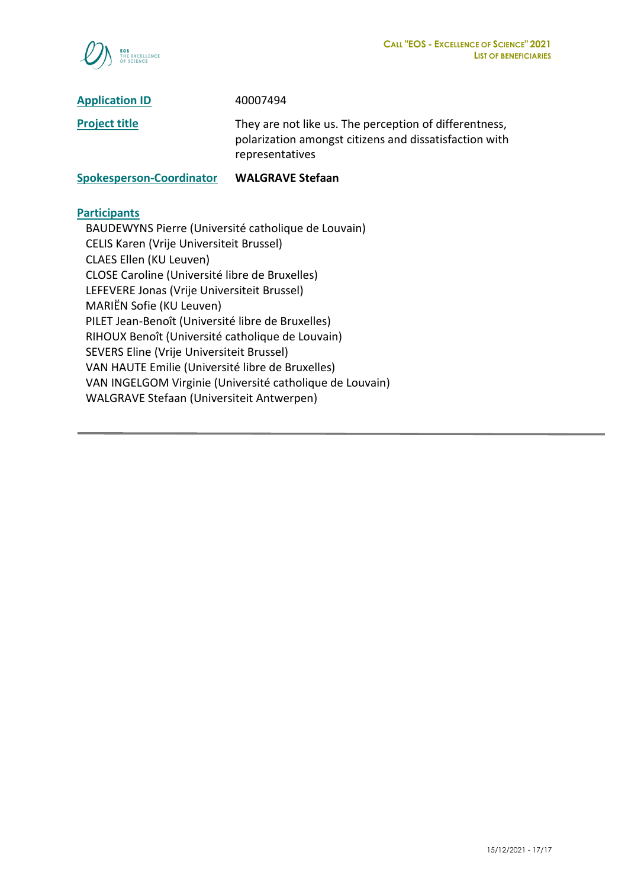**Application ID** 40007494

**Project title** They are not like us. The perception of differentness, polarization amongst citizens and dissatisfaction with representatives

**Spokesperson-Coordinator** **WALGRAVE Stefaan**

**Participants**

BAUDEWYNS Pierre (Université catholique de Louvain)
CELIS Karen (Vrije Universiteit Brussel)
CLAES Ellen (KU Leuven)
CLOSE Caroline (Université libre de Bruxelles)
LEFEVERE Jonas (Vrije Universiteit Brussel)
MARIËN Sofie (KU Leuven)
PILET Jean-Benoît (Université libre de Bruxelles)
RIHOUX Benoît (Université catholique de Louvain)
SEVERS Eline (Vrije Universiteit Brussel)
VAN HAUTE Emilie (Université libre de Bruxelles)
VAN INGELGOM Virginie (Université catholique de Louvain)
WALGRAVE Stefaan (Universiteit Antwerpen)